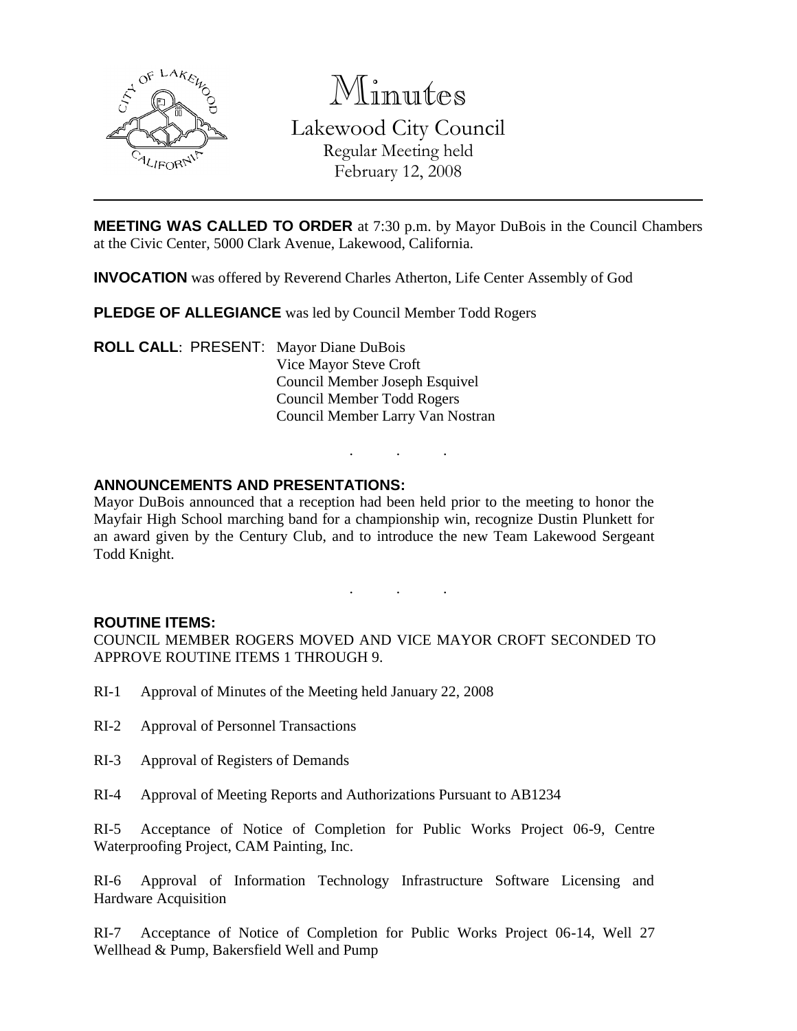# Minutes

## Lakewood City Council

Regular Meeting held
February 12, 2008

---

**MEETING WAS CALLED TO ORDER** at 7:30 p.m. by Mayor DuBois in the Council Chambers at the Civic Center, 5000 Clark Avenue, Lakewood, California.

**INVOCATION** was offered by Reverend Charles Atherton, Life Center Assembly of God

**PLEDGE OF ALLEGIANCE** was led by Council Member Todd Rogers

**ROLL CALL**: PRESENT: Mayor Diane DuBois
Vice Mayor Steve Croft
Council Member Joseph Esquivel
Council Member Todd Rogers
Council Member Larry Van Nostran

. . .

**ANNOUNCEMENTS AND PRESENTATIONS:**
Mayor DuBois announced that a reception had been held prior to the meeting to honor the Mayfair High School marching band for a championship win, recognize Dustin Plunkett for an award given by the Century Club, and to introduce the new Team Lakewood Sergeant Todd Knight.

. . .

**ROUTINE ITEMS:**
COUNCIL MEMBER ROGERS MOVED AND VICE MAYOR CROFT SECONDED TO APPROVE ROUTINE ITEMS 1 THROUGH 9.

RI-1 Approval of Minutes of the Meeting held January 22, 2008

RI-2 Approval of Personnel Transactions

RI-3 Approval of Registers of Demands

RI-4 Approval of Meeting Reports and Authorizations Pursuant to AB1234

RI-5 Acceptance of Notice of Completion for Public Works Project 06-9, Centre Waterproofing Project, CAM Painting, Inc.

RI-6 Approval of Information Technology Infrastructure Software Licensing and Hardware Acquisition

RI-7 Acceptance of Notice of Completion for Public Works Project 06-14, Well 27 Wellhead & Pump, Bakersfield Well and Pump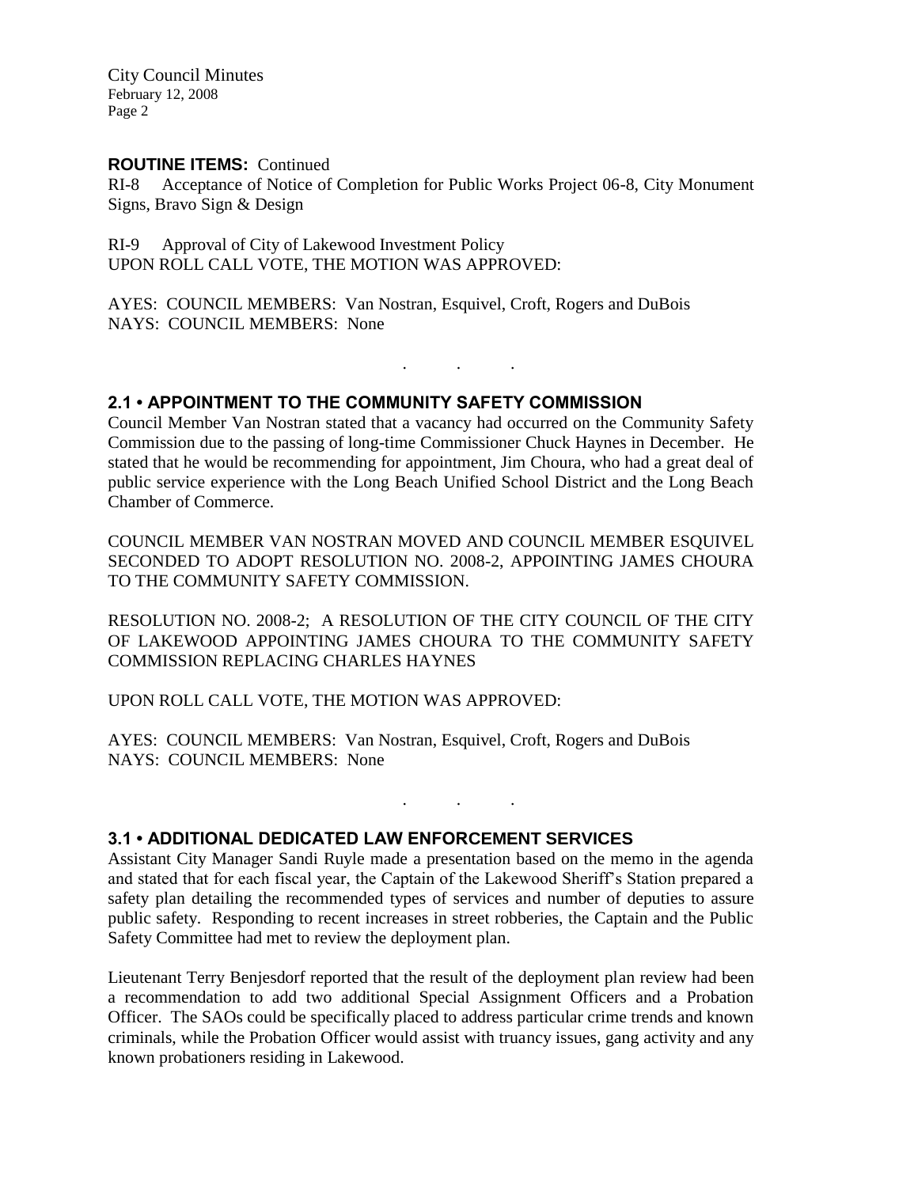**ROUTINE ITEMS:** Continued

RI-8 Acceptance of Notice of Completion for Public Works Project 06-8, City Monument Signs, Bravo Sign & Design

RI-9 Approval of City of Lakewood Investment Policy
UPON ROLL CALL VOTE, THE MOTION WAS APPROVED:

AYES: COUNCIL MEMBERS: Van Nostran, Esquivel, Croft, Rogers and DuBois
NAYS: COUNCIL MEMBERS: None

. . .

## 2.1 • APPOINTMENT TO THE COMMUNITY SAFETY COMMISSION

Council Member Van Nostran stated that a vacancy had occurred on the Community Safety Commission due to the passing of long-time Commissioner Chuck Haynes in December. He stated that he would be recommending for appointment, Jim Choura, who had a great deal of public service experience with the Long Beach Unified School District and the Long Beach Chamber of Commerce.

COUNCIL MEMBER VAN NOSTRAN MOVED AND COUNCIL MEMBER ESQUIVEL SECONDED TO ADOPT RESOLUTION NO. 2008-2, APPOINTING JAMES CHOURA TO THE COMMUNITY SAFETY COMMISSION.

RESOLUTION NO. 2008-2; A RESOLUTION OF THE CITY COUNCIL OF THE CITY OF LAKEWOOD APPOINTING JAMES CHOURA TO THE COMMUNITY SAFETY COMMISSION REPLACING CHARLES HAYNES

UPON ROLL CALL VOTE, THE MOTION WAS APPROVED:

AYES: COUNCIL MEMBERS: Van Nostran, Esquivel, Croft, Rogers and DuBois
NAYS: COUNCIL MEMBERS: None

. . .

## 3.1 • ADDITIONAL DEDICATED LAW ENFORCEMENT SERVICES

Assistant City Manager Sandi Ruyle made a presentation based on the memo in the agenda and stated that for each fiscal year, the Captain of the Lakewood Sheriff's Station prepared a safety plan detailing the recommended types of services and number of deputies to assure public safety. Responding to recent increases in street robberies, the Captain and the Public Safety Committee had met to review the deployment plan.

Lieutenant Terry Benjesdorf reported that the result of the deployment plan review had been a recommendation to add two additional Special Assignment Officers and a Probation Officer. The SAOs could be specifically placed to address particular crime trends and known criminals, while the Probation Officer would assist with truancy issues, gang activity and any known probationers residing in Lakewood.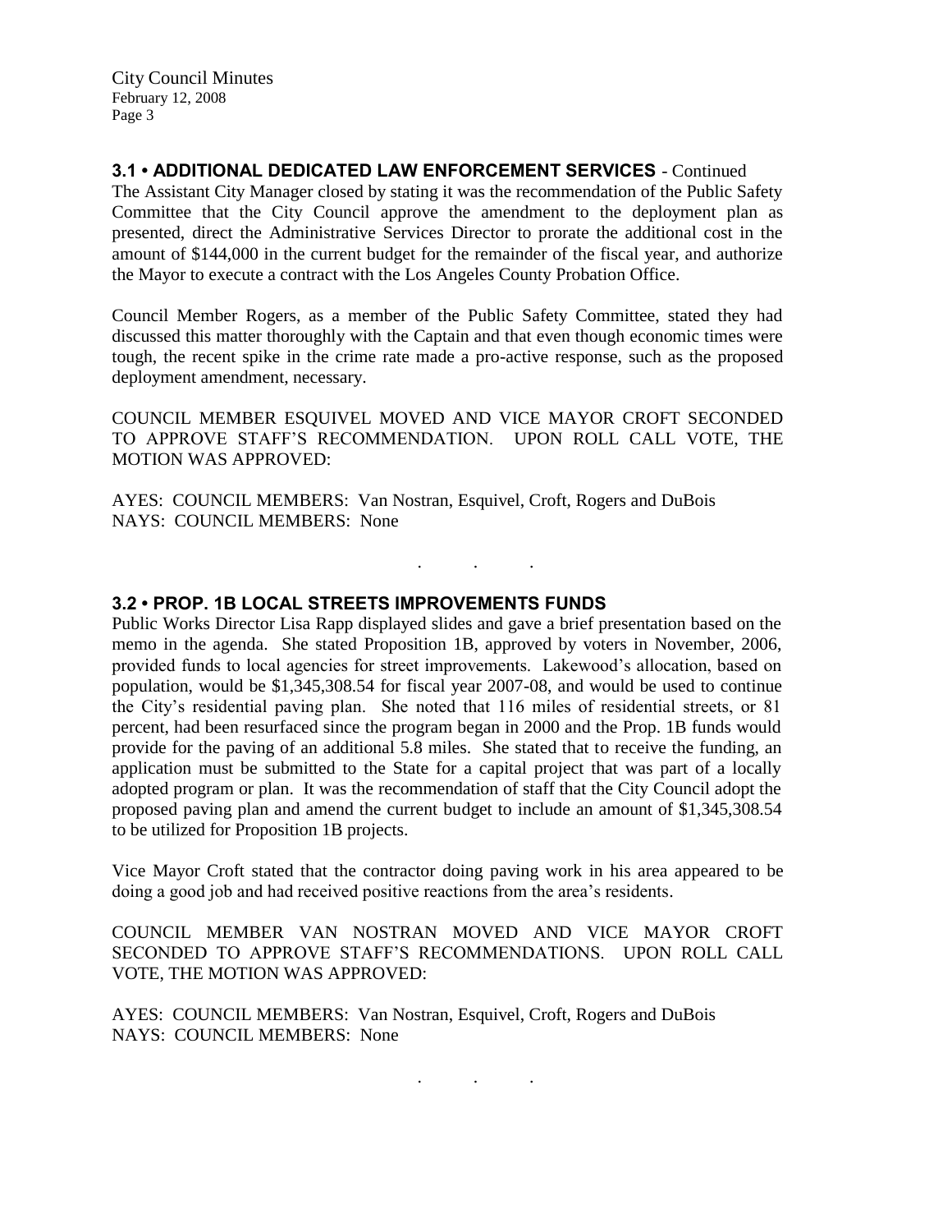## 3.1 • ADDITIONAL DEDICATED LAW ENFORCEMENT SERVICES - Continued

The Assistant City Manager closed by stating it was the recommendation of the Public Safety Committee that the City Council approve the amendment to the deployment plan as presented, direct the Administrative Services Director to prorate the additional cost in the amount of $144,000 in the current budget for the remainder of the fiscal year, and authorize the Mayor to execute a contract with the Los Angeles County Probation Office.

Council Member Rogers, as a member of the Public Safety Committee, stated they had discussed this matter thoroughly with the Captain and that even though economic times were tough, the recent spike in the crime rate made a pro-active response, such as the proposed deployment amendment, necessary.

COUNCIL MEMBER ESQUIVEL MOVED AND VICE MAYOR CROFT SECONDED TO APPROVE STAFF'S RECOMMENDATION. UPON ROLL CALL VOTE, THE MOTION WAS APPROVED:

AYES: COUNCIL MEMBERS: Van Nostran, Esquivel, Croft, Rogers and DuBois
NAYS: COUNCIL MEMBERS: None

. . .

## 3.2 • PROP. 1B LOCAL STREETS IMPROVEMENTS FUNDS

Public Works Director Lisa Rapp displayed slides and gave a brief presentation based on the memo in the agenda. She stated Proposition 1B, approved by voters in November, 2006, provided funds to local agencies for street improvements. Lakewood's allocation, based on population, would be $1,345,308.54 for fiscal year 2007-08, and would be used to continue the City's residential paving plan. She noted that 116 miles of residential streets, or 81 percent, had been resurfaced since the program began in 2000 and the Prop. 1B funds would provide for the paving of an additional 5.8 miles. She stated that to receive the funding, an application must be submitted to the State for a capital project that was part of a locally adopted program or plan. It was the recommendation of staff that the City Council adopt the proposed paving plan and amend the current budget to include an amount of $1,345,308.54 to be utilized for Proposition 1B projects.

Vice Mayor Croft stated that the contractor doing paving work in his area appeared to be doing a good job and had received positive reactions from the area's residents.

COUNCIL MEMBER VAN NOSTRAN MOVED AND VICE MAYOR CROFT SECONDED TO APPROVE STAFF'S RECOMMENDATIONS. UPON ROLL CALL VOTE, THE MOTION WAS APPROVED:

AYES: COUNCIL MEMBERS: Van Nostran, Esquivel, Croft, Rogers and DuBois
NAYS: COUNCIL MEMBERS: None

. . .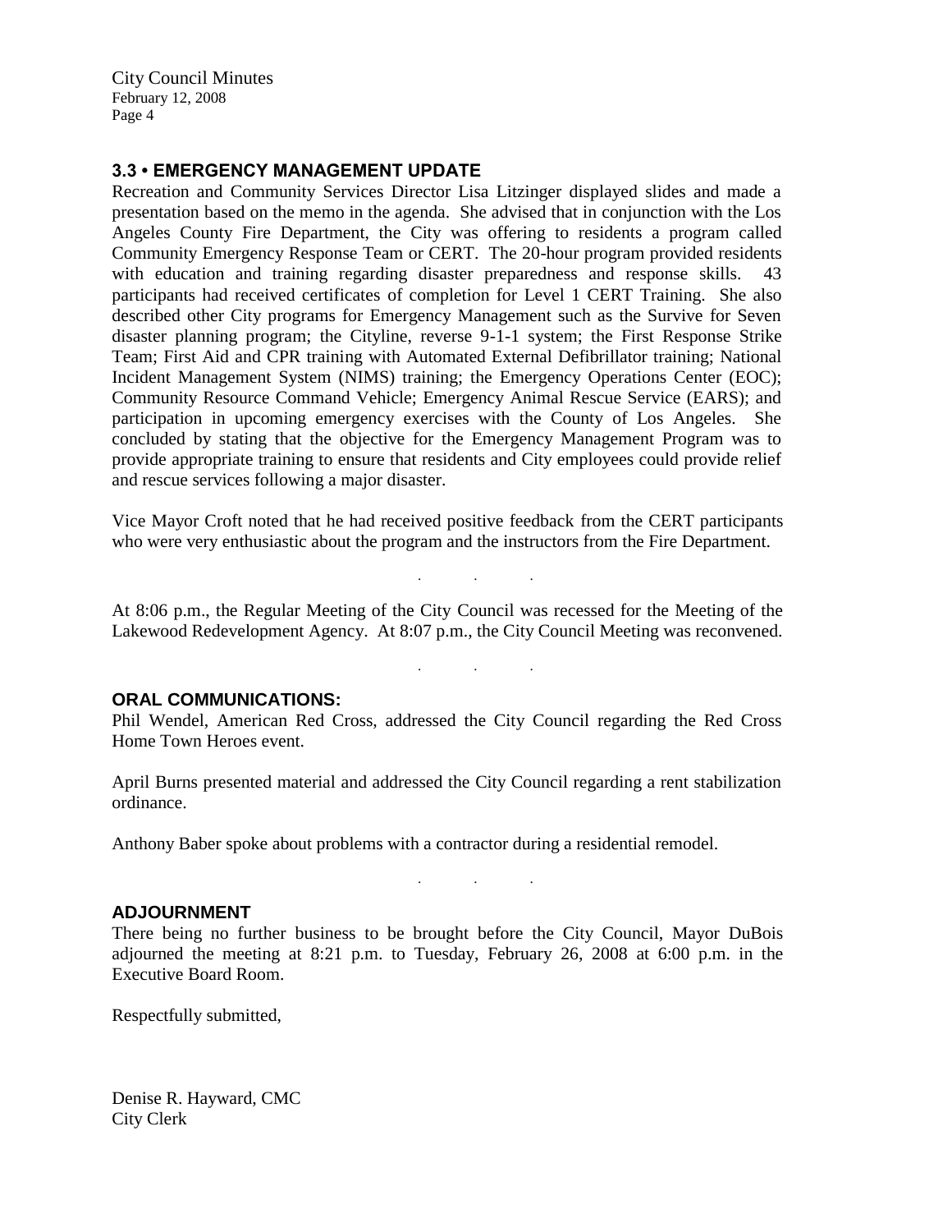## 3.3 • EMERGENCY MANAGEMENT UPDATE

Recreation and Community Services Director Lisa Litzinger displayed slides and made a presentation based on the memo in the agenda. She advised that in conjunction with the Los Angeles County Fire Department, the City was offering to residents a program called Community Emergency Response Team or CERT. The 20-hour program provided residents with education and training regarding disaster preparedness and response skills. 43 participants had received certificates of completion for Level 1 CERT Training. She also described other City programs for Emergency Management such as the Survive for Seven disaster planning program; the Cityline, reverse 9-1-1 system; the First Response Strike Team; First Aid and CPR training with Automated External Defibrillator training; National Incident Management System (NIMS) training; the Emergency Operations Center (EOC); Community Resource Command Vehicle; Emergency Animal Rescue Service (EARS); and participation in upcoming emergency exercises with the County of Los Angeles. She concluded by stating that the objective for the Emergency Management Program was to provide appropriate training to ensure that residents and City employees could provide relief and rescue services following a major disaster.

Vice Mayor Croft noted that he had received positive feedback from the CERT participants who were very enthusiastic about the program and the instructors from the Fire Department.

. . .

At 8:06 p.m., the Regular Meeting of the City Council was recessed for the Meeting of the Lakewood Redevelopment Agency. At 8:07 p.m., the City Council Meeting was reconvened.

. . .

## ORAL COMMUNICATIONS:

Phil Wendel, American Red Cross, addressed the City Council regarding the Red Cross Home Town Heroes event.

April Burns presented material and addressed the City Council regarding a rent stabilization ordinance.

Anthony Baber spoke about problems with a contractor during a residential remodel.

. . .

## ADJOURNMENT

There being no further business to be brought before the City Council, Mayor DuBois adjourned the meeting at 8:21 p.m. to Tuesday, February 26, 2008 at 6:00 p.m. in the Executive Board Room.

Respectfully submitted,

Denise R. Hayward, CMC
City Clerk